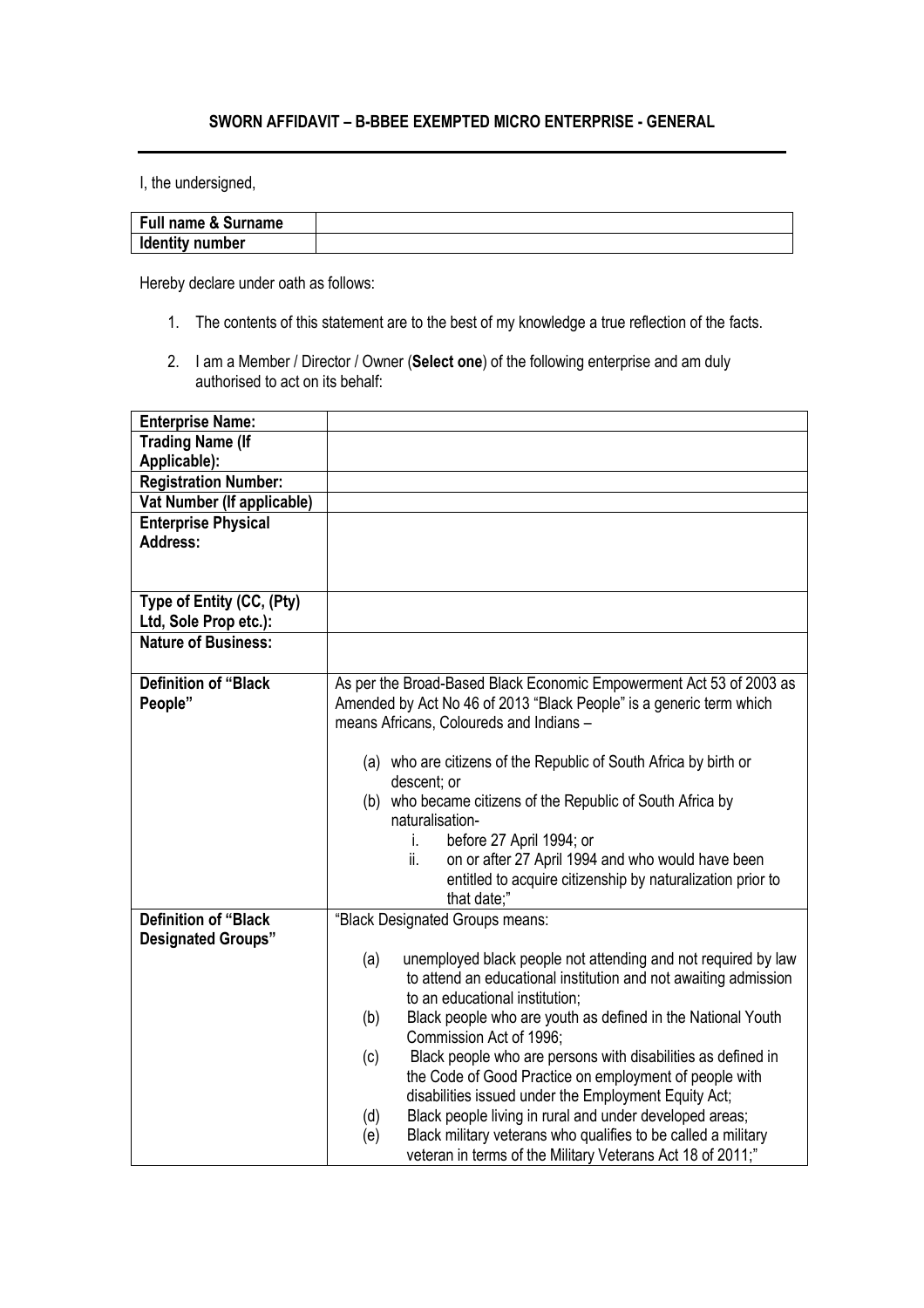**SWORN AFFIDAVIT – B-BBEE EXEMPTED MICRO ENTERPRISE - GENERAL**

I, the undersigned,

| **Full name & Surname** | |
|---|---|
| **Identity number** | |

Hereby declare under oath as follows:

1. The contents of this statement are to the best of my knowledge a true reflection of the facts.

2. I am a Member / Director / Owner (**Select one**) of the following enterprise and am duly authorised to act on its behalf:

| **Enterprise Name:** | |
|---|---|
| **Trading Name (If Applicable):** | |
| **Registration Number:** | |
| **Vat Number (If applicable)** | |
| **Enterprise Physical Address:** | |
| **Type of Entity (CC, (Pty) Ltd, Sole Prop etc.):** | |
| **Nature of Business:** | |
| **Definition of "Black People"** | As per the Broad-Based Black Economic Empowerment Act 53 of 2003 as Amended by Act No 46 of 2013 "Black People" is a generic term which means Africans, Coloureds and Indians – <br><br> (a) who are citizens of the Republic of South Africa by birth or descent; or <br> (b) who became citizens of the Republic of South Africa by naturalisation- <br> i. before 27 April 1994; or <br> ii. on or after 27 April 1994 and who would have been entitled to acquire citizenship by naturalization prior to that date;" |
| **Definition of "Black Designated Groups"** | "Black Designated Groups means: <br><br> (a) unemployed black people not attending and not required by law to attend an educational institution and not awaiting admission to an educational institution; <br> (b) Black people who are youth as defined in the National Youth Commission Act of 1996; <br> (c) Black people who are persons with disabilities as defined in the Code of Good Practice on employment of people with disabilities issued under the Employment Equity Act; <br> (d) Black people living in rural and under developed areas; <br> (e) Black military veterans who qualifies to be called a military veteran in terms of the Military Veterans Act 18 of 2011;" |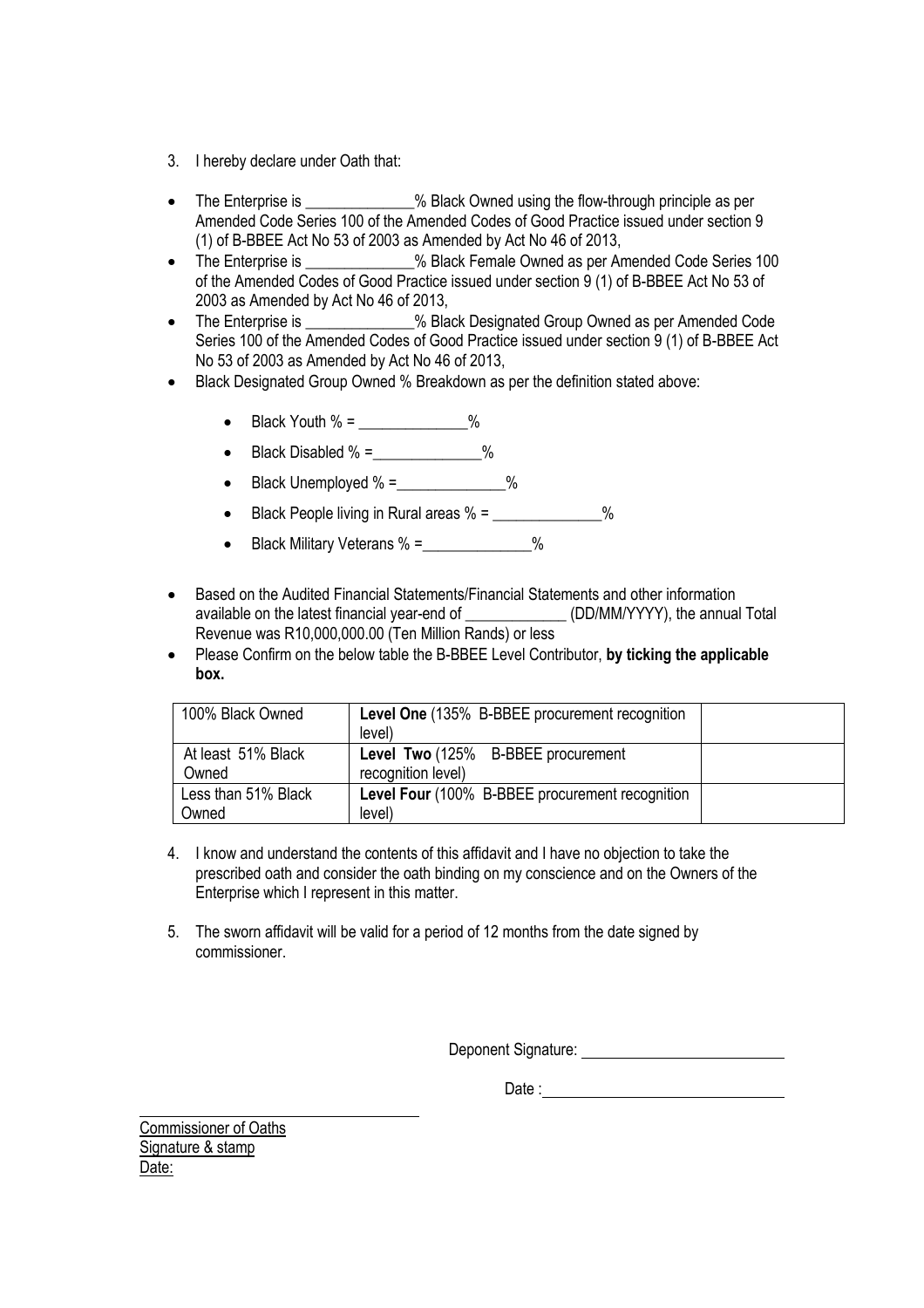3. I hereby declare under Oath that:

- The Enterprise is ______________% Black Owned using the flow-through principle as per Amended Code Series 100 of the Amended Codes of Good Practice issued under section 9 (1) of B-BBEE Act No 53 of 2003 as Amended by Act No 46 of 2013,
- The Enterprise is ______________% Black Female Owned as per Amended Code Series 100 of the Amended Codes of Good Practice issued under section 9 (1) of B-BBEE Act No 53 of 2003 as Amended by Act No 46 of 2013,
- The Enterprise is ______________% Black Designated Group Owned as per Amended Code Series 100 of the Amended Codes of Good Practice issued under section 9 (1) of B-BBEE Act No 53 of 2003 as Amended by Act No 46 of 2013,
- Black Designated Group Owned % Breakdown as per the definition stated above:
  - Black Youth % = ______________%
  - Black Disabled % =______________%
  - Black Unemployed % =______________%
  - Black People living in Rural areas % = ______________%
  - Black Military Veterans % =______________%
- Based on the Audited Financial Statements/Financial Statements and other information available on the latest financial year-end of _____________ (DD/MM/YYYY), the annual Total Revenue was R10,000,000.00 (Ten Million Rands) or less
- Please Confirm on the below table the B-BBEE Level Contributor, **by ticking the applicable box.**

| | | |
|---|---|---|
| 100% Black Owned | **Level One** (135% B-BBEE procurement recognition level) | |
| At least 51% Black Owned | **Level Two** (125% B-BBEE procurement recognition level) | |
| Less than 51% Black Owned | **Level Four** (100% B-BBEE procurement recognition level) | |

4. I know and understand the contents of this affidavit and I have no objection to take the prescribed oath and consider the oath binding on my conscience and on the Owners of the Enterprise which I represent in this matter.

5. The sworn affidavit will be valid for a period of 12 months from the date signed by commissioner.

Deponent Signature: ________________________

Date : ________________________

________________________
Commissioner of Oaths
Signature & stamp
Date: